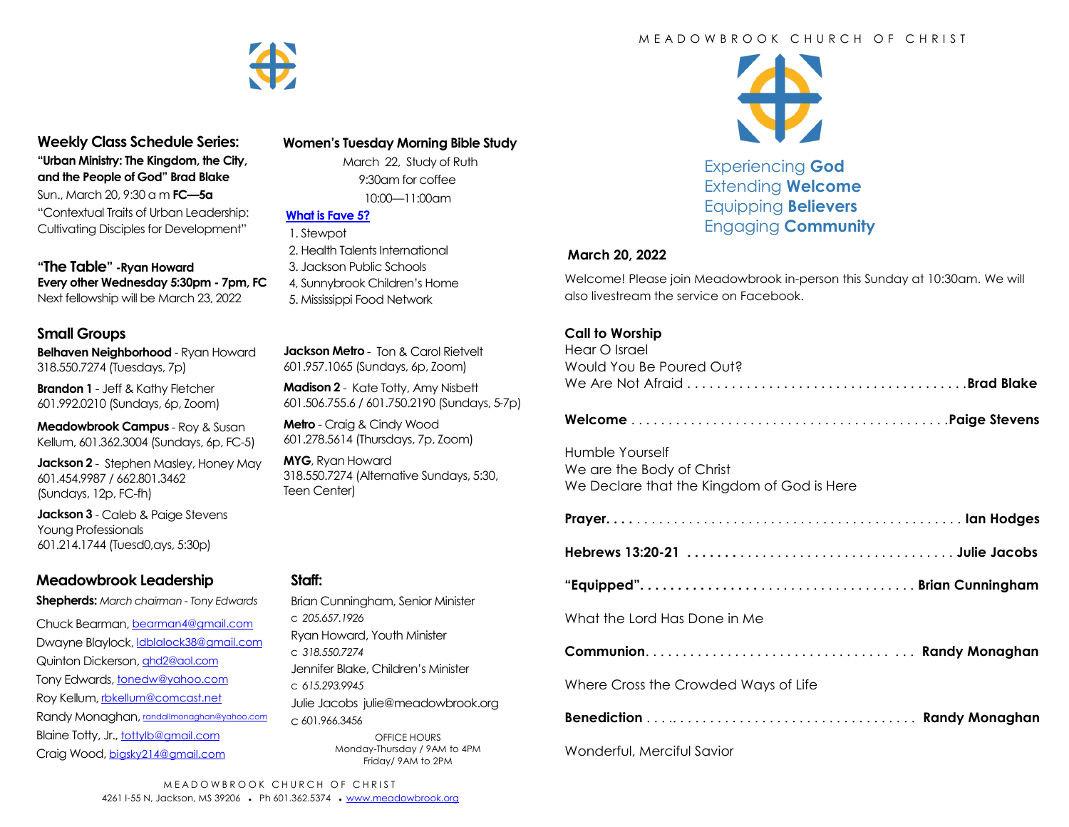## Weekly Class Schedule Series:

**"Urban Ministry: The Kingdom, the City, and the People of God" Brad Blake**

Sun., March 20, 9:30 a m **FC—5a**

"Contextual Traits of Urban Leadership: Cultivating Disciples for Development"

**"The Table" -Ryan Howard**

**Every other Wednesday 5:30pm - 7pm, FC**

Next fellowship will be March 23, 2022

## Women's Tuesday Morning Bible Study

March 22, Study of Ruth

9:30am for coffee

10:00—11:00am

**What is Fave 5?**

1. Stewpot
2. Health Talents International
3. Jackson Public Schools
4. Sunnybrook Children's Home
5. Mississippi Food Network

## Small Groups

**Belhaven Neighborhood** - Ryan Howard 318.550.7274 (Tuesdays, 7p)

**Brandon 1** - Jeff & Kathy Fletcher 601.992.0210 (Sundays, 6p, Zoom)

**Meadowbrook Campus** - Roy & Susan Kellum, 601.362.3004 (Sundays, 6p, FC-5)

**Jackson 2** - Stephen Masley, Honey May 601.454.9987 / 662.801.3462 (Sundays, 12p, FC-fh)

**Jackson 3** - Caleb & Paige Stevens Young Professionals 601.214.1744 (Tuesd0,ays, 5:30p)

**Jackson Metro** - Ton & Carol Rietvelt 601.957.1065 (Sundays, 6p, Zoom)

**Madison 2** - Kate Totty, Amy Nisbett 601.506.755.6 / 601.750.2190 (Sundays, 5-7p)

**Metro** - Craig & Cindy Wood 601.278.5614 (Thursdays, 7p, Zoom)

**MYG**, Ryan Howard 318.550.7274 (Alternative Sundays, 5:30, Teen Center)

## Meadowbrook Leadership

**Shepherds:** *March chairman - Tony Edwards*

Chuck Bearman, bearman4@gmail.com
Dwayne Blaylock, ldblalock38@gmail.com
Quinton Dickerson, qhd2@aol.com
Tony Edwards, tonedw@yahoo.com
Roy Kellum, rbkellum@comcast.net
Randy Monaghan, randallmonaghan@yahoo.com
Blaine Totty, Jr., tottylb@gmail.com
Craig Wood, bigsky214@gmail.com

## Staff:

Brian Cunningham, Senior Minister
c *205.657.1926*
Ryan Howard, Youth Minister
c *318.550.7274*
Jennifer Blake, Children's Minister
c *615.293.9945*
Julie Jacobs julie@meadowbrook.org
c 601.966.3456

OFFICE HOURS
Monday-Thursday / 9AM to 4PM
Friday/ 9AM to 2PM

MEADOWBROOK CHURCH OF CHRIST
4261 I-55 N, Jackson, MS 39206 • Ph 601.362.5374 • www.meadowbrook.org

# MEADOWBROOK CHURCH OF CHRIST

Experiencing **God**
Extending **Welcome**
Equipping **Believers**
Engaging **Community**

**March 20, 2022**

Welcome! Please join Meadowbrook in-person this Sunday at 10:30am. We will also livestream the service on Facebook.

**Call to Worship**
Hear O Israel
Would You Be Poured Out?
We Are Not Afraid . . . . . . . . . . . . . . . . . . . . . . . . **Brad Blake**

**Welcome** . . . . . . . . . . . . . . . . . . . . . . . . **Paige Stevens**

Humble Yourself
We are the Body of Christ
We Declare that the Kingdom of God is Here

**Prayer** . . . . . . . . . . . . . . . . . . . . . . . . **Ian Hodges**

**Hebrews 13:20-21** . . . . . . . . . . . . . . . . . . . . . . . . **Julie Jacobs**

**"Equipped"** . . . . . . . . . . . . . . . . . . . . . . . . **Brian Cunningham**

What the Lord Has Done in Me

**Communion** . . . . . . . . . . . . . . . . . . . . . . . . **Randy Monaghan**

Where Cross the Crowded Ways of Life

**Benediction** . . . . . . . . . . . . . . . . . . . . . . . . **Randy Monaghan**

Wonderful, Merciful Savior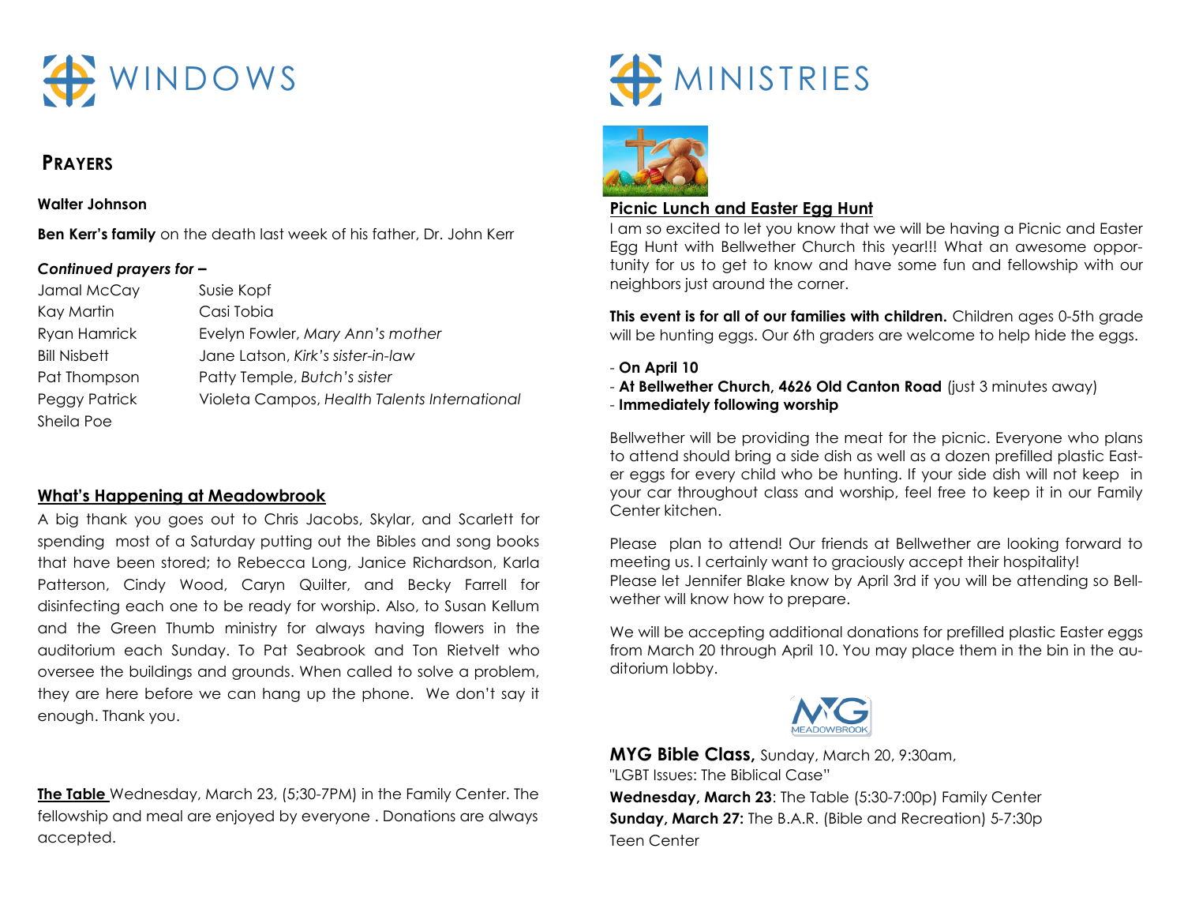# WINDOWS

## PRAYERS

**Walter Johnson**

**Ben Kerr's family** on the death last week of his father, Dr. John Kerr

***Continued prayers for –***

| | |
|---|---|
| Jamal McCay | Susie Kopf |
| Kay Martin | Casi Tobia |
| Ryan Hamrick | Evelyn Fowler, *Mary Ann's mother* |
| Bill Nisbett | Jane Latson, *Kirk's sister-in-law* |
| Pat Thompson | Patty Temple, *Butch's sister* |
| Peggy Patrick | Violeta Campos, *Health Talents International* |
| Sheila Poe | |

**What's Happening at Meadowbrook**

A big thank you goes out to Chris Jacobs, Skylar, and Scarlett for spending most of a Saturday putting out the Bibles and song books that have been stored; to Rebecca Long, Janice Richardson, Karla Patterson, Cindy Wood, Caryn Quilter, and Becky Farrell for disinfecting each one to be ready for worship. Also, to Susan Kellum and the Green Thumb ministry for always having flowers in the auditorium each Sunday. To Pat Seabrook and Ton Rietvelt who oversee the buildings and grounds. When called to solve a problem, they are here before we can hang up the phone. We don't say it enough. Thank you.

**The Table** Wednesday, March 23, (5;30-7PM) in the Family Center. The fellowship and meal are enjoyed by everyone . Donations are always accepted.

# MINISTRIES

**Picnic Lunch and Easter Egg Hunt**

I am so excited to let you know that we will be having a Picnic and Easter Egg Hunt with Bellwether Church this year!!! What an awesome opportunity for us to get to know and have some fun and fellowship with our neighbors just around the corner.

**This event is for all of our families with children.** Children ages 0-5th grade will be hunting eggs. Our 6th graders are welcome to help hide the eggs.

- **On April 10**
- **At Bellwether Church, 4626 Old Canton Road** (just 3 minutes away)
- **Immediately following worship**

Bellwether will be providing the meat for the picnic. Everyone who plans to attend should bring a side dish as well as a dozen prefilled plastic Easter eggs for every child who be hunting. If your side dish will not keep in your car throughout class and worship, feel free to keep it in our Family Center kitchen.

Please plan to attend! Our friends at Bellwether are looking forward to meeting us. I certainly want to graciously accept their hospitality!
Please let Jennifer Blake know by April 3rd if you will be attending so Bellwether will know how to prepare.

We will be accepting additional donations for prefilled plastic Easter eggs from March 20 through April 10. You may place them in the bin in the auditorium lobby.

**MYG Bible Class,** Sunday, March 20, 9:30am,
"LGBT Issues: The Biblical Case"
**Wednesday, March 23**: The Table (5:30-7:00p) Family Center
**Sunday, March 27:** The B.A.R. (Bible and Recreation) 5-7:30p Teen Center